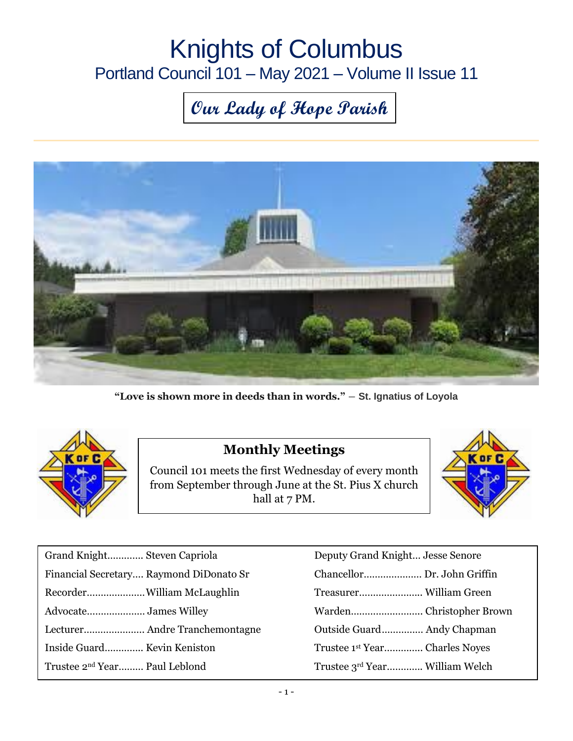# Knights of Columbus

## Portland Council 101 – May 2021 – Volume II Issue 11

### *Our Lady of Hope Parish*

**"Love is shown more in deeds than in words."** – **St. Ignatius of Loyola**

### Monthly Meetings

Council 101 meets the first Wednesday of every month from September through June at the St. Pius X church hall at 7 PM.

| | |
|---|---|
| Grand Knight............. Steven Capriola | Deputy Grand Knight... Jesse Senore |
| Financial Secretary.... Raymond DiDonato Sr | Chancellor..................... Dr. John Griffin |
| Recorder.....................William McLaughlin | Treasurer....................... William Green |
| Advocate..................... James Willey | Warden.......................... Christopher Brown |
| Lecturer...................... Andre Tranchemontagne | Outside Guard............... Andy Chapman |
| Inside Guard.............. Kevin Keniston | Trustee 1st Year.............. Charles Noyes |
| Trustee 2nd Year......... Paul Leblond | Trustee 3rd Year............. William Welch |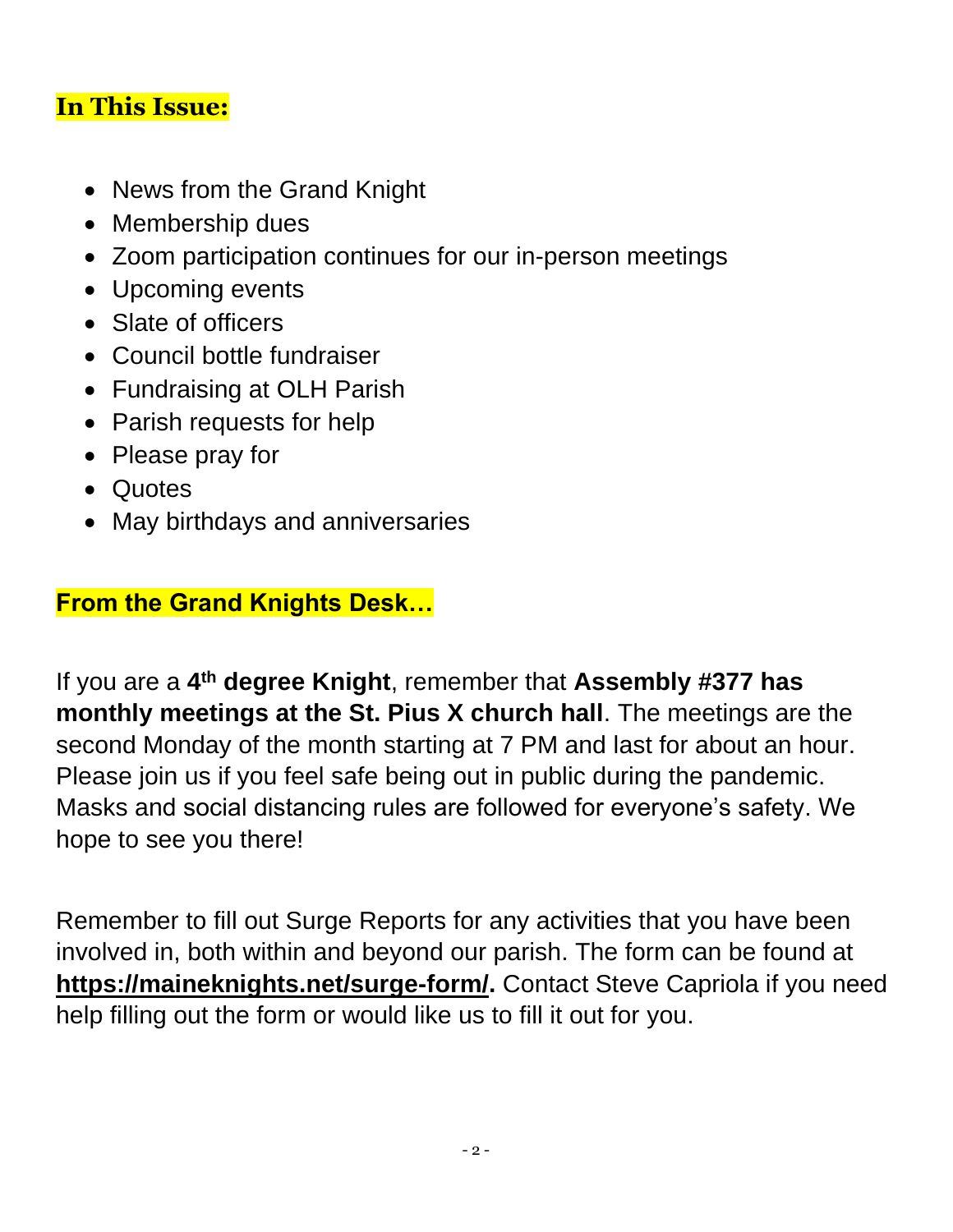## In This Issue:

- News from the Grand Knight
- Membership dues
- Zoom participation continues for our in-person meetings
- Upcoming events
- Slate of officers
- Council bottle fundraiser
- Fundraising at OLH Parish
- Parish requests for help
- Please pray for
- Quotes
- May birthdays and anniversaries

## From the Grand Knights Desk…

If you are a **4th degree Knight**, remember that **Assembly #377 has monthly meetings at the St. Pius X church hall**. The meetings are the second Monday of the month starting at 7 PM and last for about an hour. Please join us if you feel safe being out in public during the pandemic. Masks and social distancing rules are followed for everyone's safety. We hope to see you there!

Remember to fill out Surge Reports for any activities that you have been involved in, both within and beyond our parish. The form can be found at **https://maineknights.net/surge-form/.** Contact Steve Capriola if you need help filling out the form or would like us to fill it out for you.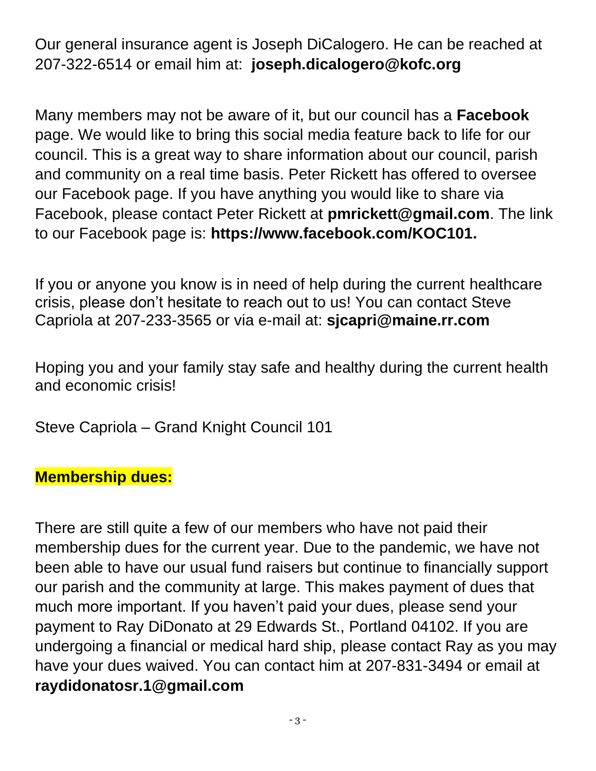Our general insurance agent is Joseph DiCalogero. He can be reached at 207-322-6514 or email him at: **joseph.dicalogero@kofc.org**

Many members may not be aware of it, but our council has a **Facebook** page. We would like to bring this social media feature back to life for our council. This is a great way to share information about our council, parish and community on a real time basis. Peter Rickett has offered to oversee our Facebook page. If you have anything you would like to share via Facebook, please contact Peter Rickett at **pmrickett@gmail.com**. The link to our Facebook page is: **https://www.facebook.com/KOC101.**

If you or anyone you know is in need of help during the current healthcare crisis, please don't hesitate to reach out to us! You can contact Steve Capriola at 207-233-3565 or via e-mail at: **sjcapri@maine.rr.com**

Hoping you and your family stay safe and healthy during the current health and economic crisis!

Steve Capriola – Grand Knight Council 101

**Membership dues:**

There are still quite a few of our members who have not paid their membership dues for the current year. Due to the pandemic, we have not been able to have our usual fund raisers but continue to financially support our parish and the community at large. This makes payment of dues that much more important. If you haven't paid your dues, please send your payment to Ray DiDonato at 29 Edwards St., Portland 04102. If you are undergoing a financial or medical hard ship, please contact Ray as you may have your dues waived. You can contact him at 207-831-3494 or email at **raydidonatosr.1@gmail.com**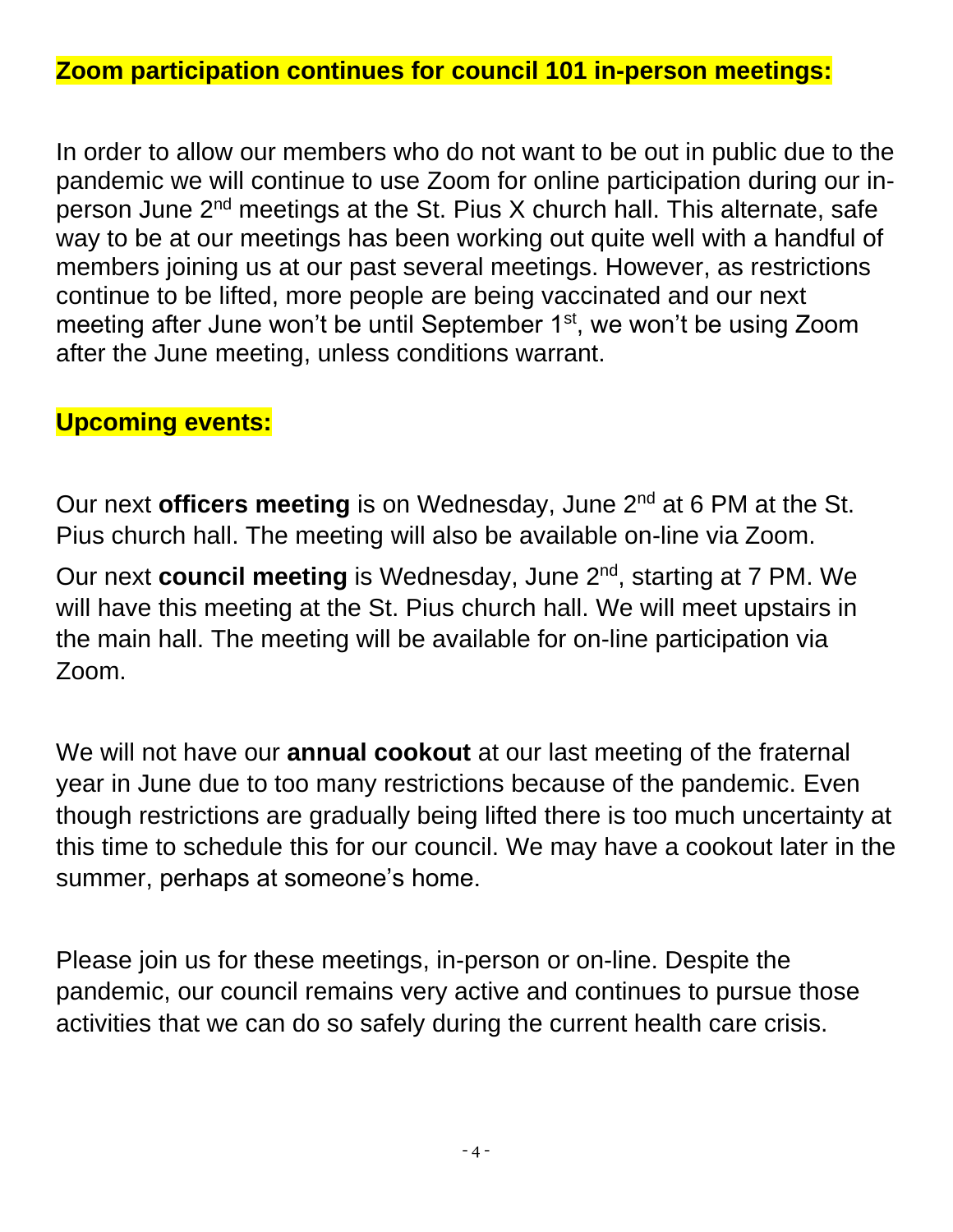## Zoom participation continues for council 101 in-person meetings:

In order to allow our members who do not want to be out in public due to the pandemic we will continue to use Zoom for online participation during our in-person June 2nd meetings at the St. Pius X church hall. This alternate, safe way to be at our meetings has been working out quite well with a handful of members joining us at our past several meetings. However, as restrictions continue to be lifted, more people are being vaccinated and our next meeting after June won't be until September 1st, we won't be using Zoom after the June meeting, unless conditions warrant.

## Upcoming events:

Our next **officers meeting** is on Wednesday, June 2nd at 6 PM at the St. Pius church hall. The meeting will also be available on-line via Zoom.

Our next **council meeting** is Wednesday, June 2nd, starting at 7 PM. We will have this meeting at the St. Pius church hall. We will meet upstairs in the main hall. The meeting will be available for on-line participation via Zoom.

We will not have our **annual cookout** at our last meeting of the fraternal year in June due to too many restrictions because of the pandemic. Even though restrictions are gradually being lifted there is too much uncertainty at this time to schedule this for our council. We may have a cookout later in the summer, perhaps at someone's home.

Please join us for these meetings, in-person or on-line. Despite the pandemic, our council remains very active and continues to pursue those activities that we can do so safely during the current health care crisis.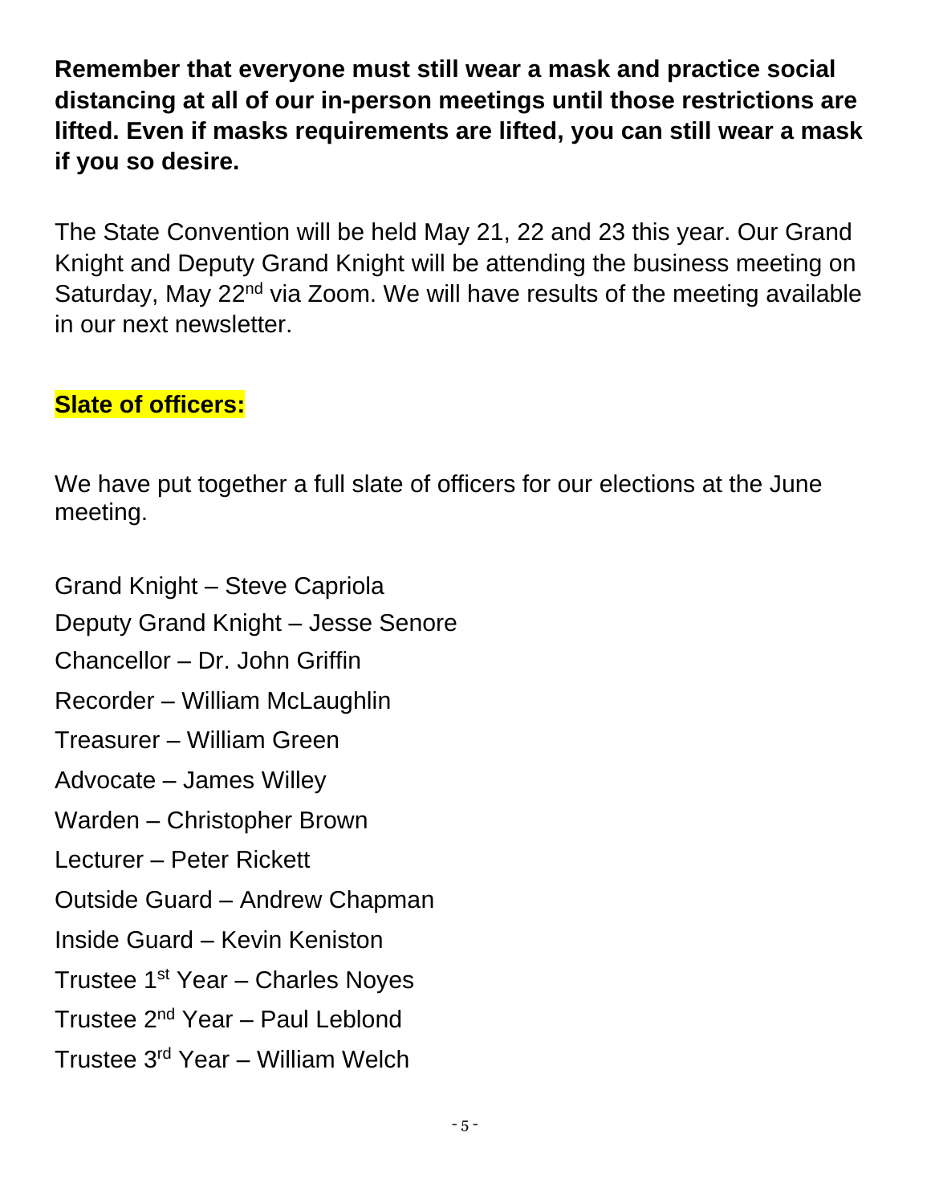**Remember that everyone must still wear a mask and practice social distancing at all of our in-person meetings until those restrictions are lifted. Even if masks requirements are lifted, you can still wear a mask if you so desire.**

The State Convention will be held May 21, 22 and 23 this year. Our Grand Knight and Deputy Grand Knight will be attending the business meeting on Saturday, May 22nd via Zoom. We will have results of the meeting available in our next newsletter.

**Slate of officers:**

We have put together a full slate of officers for our elections at the June meeting.

Grand Knight – Steve Capriola

Deputy Grand Knight – Jesse Senore

Chancellor – Dr. John Griffin

Recorder – William McLaughlin

Treasurer – William Green

Advocate – James Willey

Warden – Christopher Brown

Lecturer – Peter Rickett

Outside Guard – Andrew Chapman

Inside Guard – Kevin Keniston

Trustee 1st Year – Charles Noyes

Trustee 2nd Year – Paul Leblond

Trustee 3rd Year – William Welch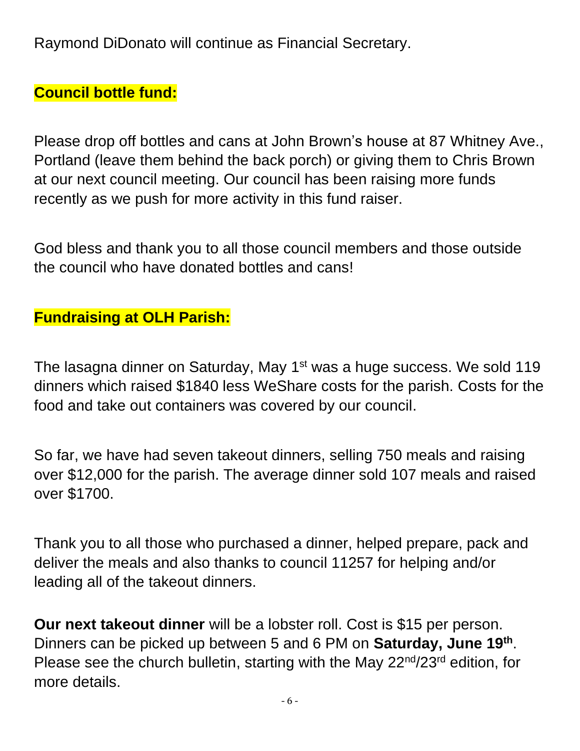Raymond DiDonato will continue as Financial Secretary.

## Council bottle fund:

Please drop off bottles and cans at John Brown's house at 87 Whitney Ave., Portland (leave them behind the back porch) or giving them to Chris Brown at our next council meeting. Our council has been raising more funds recently as we push for more activity in this fund raiser.

God bless and thank you to all those council members and those outside the council who have donated bottles and cans!

## Fundraising at OLH Parish:

The lasagna dinner on Saturday, May 1st was a huge success. We sold 119 dinners which raised $1840 less WeShare costs for the parish. Costs for the food and take out containers was covered by our council.

So far, we have had seven takeout dinners, selling 750 meals and raising over $12,000 for the parish. The average dinner sold 107 meals and raised over $1700.

Thank you to all those who purchased a dinner, helped prepare, pack and deliver the meals and also thanks to council 11257 for helping and/or leading all of the takeout dinners.

**Our next takeout dinner** will be a lobster roll. Cost is $15 per person. Dinners can be picked up between 5 and 6 PM on **Saturday, June 19th**. Please see the church bulletin, starting with the May 22nd/23rd edition, for more details.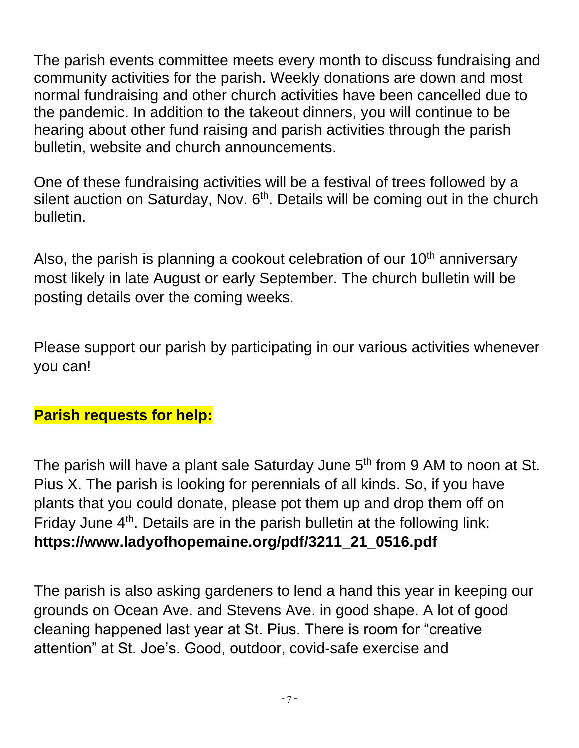The parish events committee meets every month to discuss fundraising and community activities for the parish. Weekly donations are down and most normal fundraising and other church activities have been cancelled due to the pandemic. In addition to the takeout dinners, you will continue to be hearing about other fund raising and parish activities through the parish bulletin, website and church announcements.

One of these fundraising activities will be a festival of trees followed by a silent auction on Saturday, Nov. 6th. Details will be coming out in the church bulletin.

Also, the parish is planning a cookout celebration of our 10th anniversary most likely in late August or early September. The church bulletin will be posting details over the coming weeks.

Please support our parish by participating in our various activities whenever you can!

**Parish requests for help:**

The parish will have a plant sale Saturday June 5th from 9 AM to noon at St. Pius X. The parish is looking for perennials of all kinds. So, if you have plants that you could donate, please pot them up and drop them off on Friday June 4th. Details are in the parish bulletin at the following link: **https://www.ladyofhopemaine.org/pdf/3211_21_0516.pdf**

The parish is also asking gardeners to lend a hand this year in keeping our grounds on Ocean Ave. and Stevens Ave. in good shape. A lot of good cleaning happened last year at St. Pius. There is room for “creative attention” at St. Joe’s. Good, outdoor, covid-safe exercise and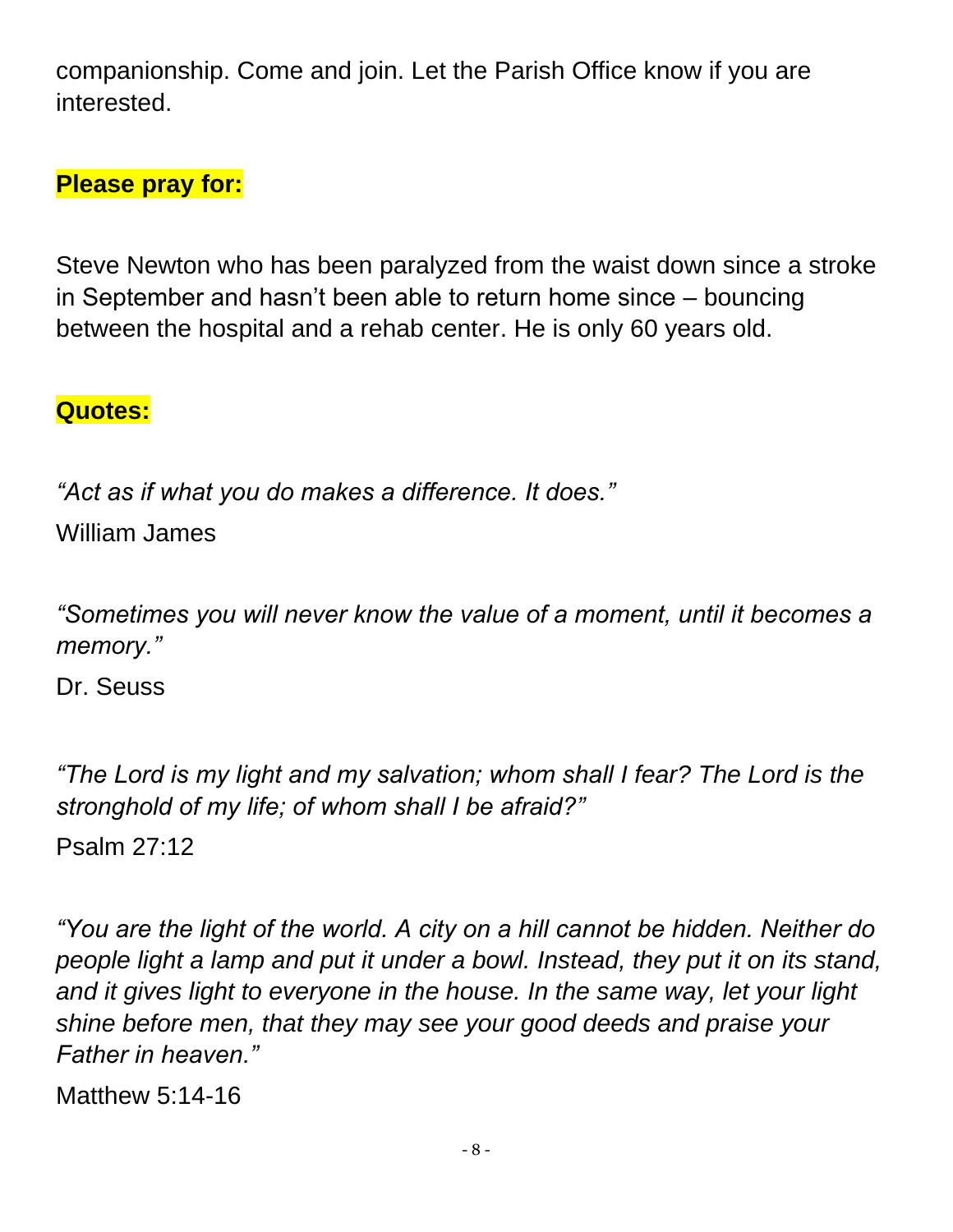companionship. Come and join. Let the Parish Office know if you are interested.

**Please pray for:**

Steve Newton who has been paralyzed from the waist down since a stroke in September and hasn't been able to return home since – bouncing between the hospital and a rehab center. He is only 60 years old.

**Quotes:**

*"Act as if what you do makes a difference. It does."*

William James

*"Sometimes you will never know the value of a moment, until it becomes a memory."*

Dr. Seuss

*"The Lord is my light and my salvation; whom shall I fear? The Lord is the stronghold of my life; of whom shall I be afraid?"*

Psalm 27:12

*"You are the light of the world. A city on a hill cannot be hidden. Neither do people light a lamp and put it under a bowl. Instead, they put it on its stand, and it gives light to everyone in the house. In the same way, let your light shine before men, that they may see your good deeds and praise your Father in heaven."*

Matthew 5:14-16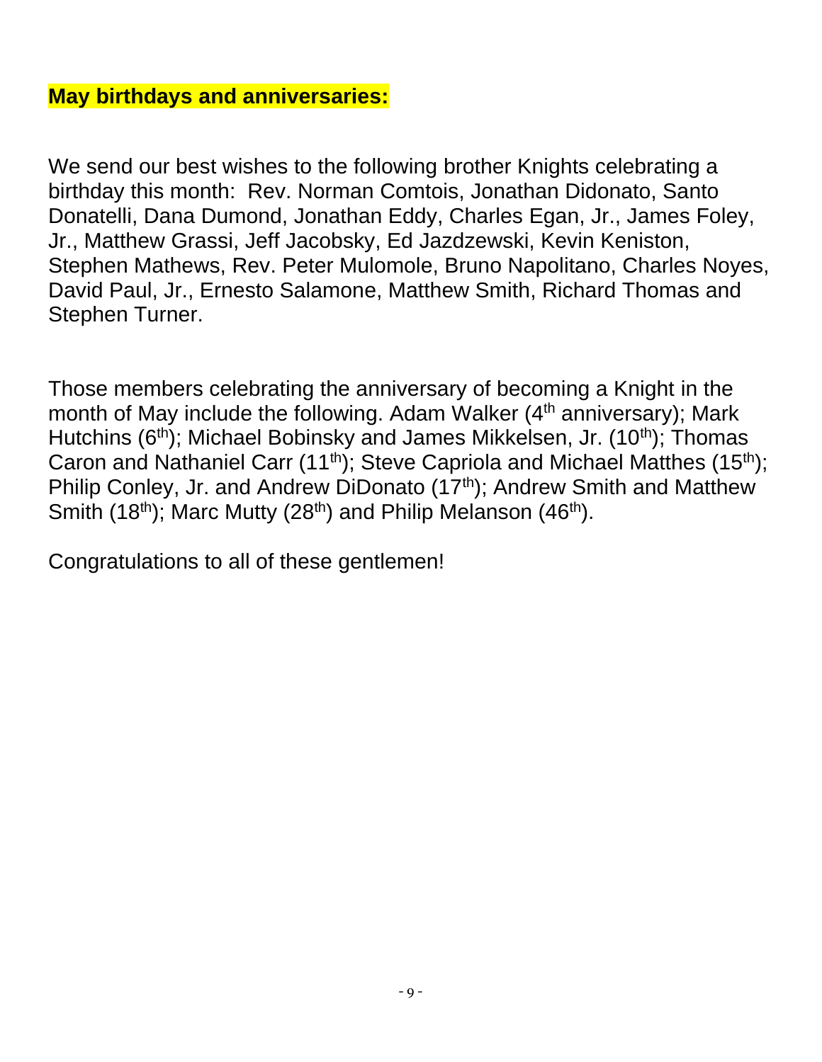**May birthdays and anniversaries:**

We send our best wishes to the following brother Knights celebrating a birthday this month: Rev. Norman Comtois, Jonathan Didonato, Santo Donatelli, Dana Dumond, Jonathan Eddy, Charles Egan, Jr., James Foley, Jr., Matthew Grassi, Jeff Jacobsky, Ed Jazdzewski, Kevin Keniston, Stephen Mathews, Rev. Peter Mulomole, Bruno Napolitano, Charles Noyes, David Paul, Jr., Ernesto Salamone, Matthew Smith, Richard Thomas and Stephen Turner.

Those members celebrating the anniversary of becoming a Knight in the month of May include the following. Adam Walker (4th anniversary); Mark Hutchins (6th); Michael Bobinsky and James Mikkelsen, Jr. (10th); Thomas Caron and Nathaniel Carr (11th); Steve Capriola and Michael Matthes (15th); Philip Conley, Jr. and Andrew DiDonato (17th); Andrew Smith and Matthew Smith (18th); Marc Mutty (28th) and Philip Melanson (46th).

Congratulations to all of these gentlemen!